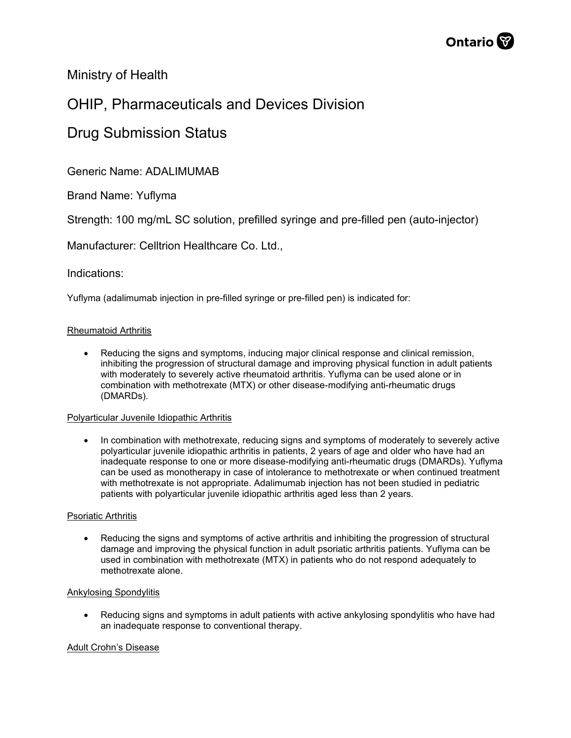Ministry of Health

# OHIP, Pharmaceuticals and Devices Division

# Drug Submission Status

Generic Name: ADALIMUMAB

Brand Name: Yuflyma

Strength: 100 mg/mL SC solution, prefilled syringe and pre-filled pen (auto-injector)

Manufacturer: Celltrion Healthcare Co. Ltd.,

Indications:

Yuflyma (adalimumab injection in pre-filled syringe or pre-filled pen) is indicated for:

<u>Rheumatoid Arthritis</u>

- Reducing the signs and symptoms, inducing major clinical response and clinical remission, inhibiting the progression of structural damage and improving physical function in adult patients with moderately to severely active rheumatoid arthritis. Yuflyma can be used alone or in combination with methotrexate (MTX) or other disease-modifying anti-rheumatic drugs (DMARDs).

<u>Polyarticular Juvenile Idiopathic Arthritis</u>

- In combination with methotrexate, reducing signs and symptoms of moderately to severely active polyarticular juvenile idiopathic arthritis in patients, 2 years of age and older who have had an inadequate response to one or more disease-modifying anti-rheumatic drugs (DMARDs). Yuflyma can be used as monotherapy in case of intolerance to methotrexate or when continued treatment with methotrexate is not appropriate. Adalimumab injection has not been studied in pediatric patients with polyarticular juvenile idiopathic arthritis aged less than 2 years.

<u>Psoriatic Arthritis</u>

- Reducing the signs and symptoms of active arthritis and inhibiting the progression of structural damage and improving the physical function in adult psoriatic arthritis patients. Yuflyma can be used in combination with methotrexate (MTX) in patients who do not respond adequately to methotrexate alone.

<u>Ankylosing Spondylitis</u>

- Reducing signs and symptoms in adult patients with active ankylosing spondylitis who have had an inadequate response to conventional therapy.

<u>Adult Crohn's Disease</u>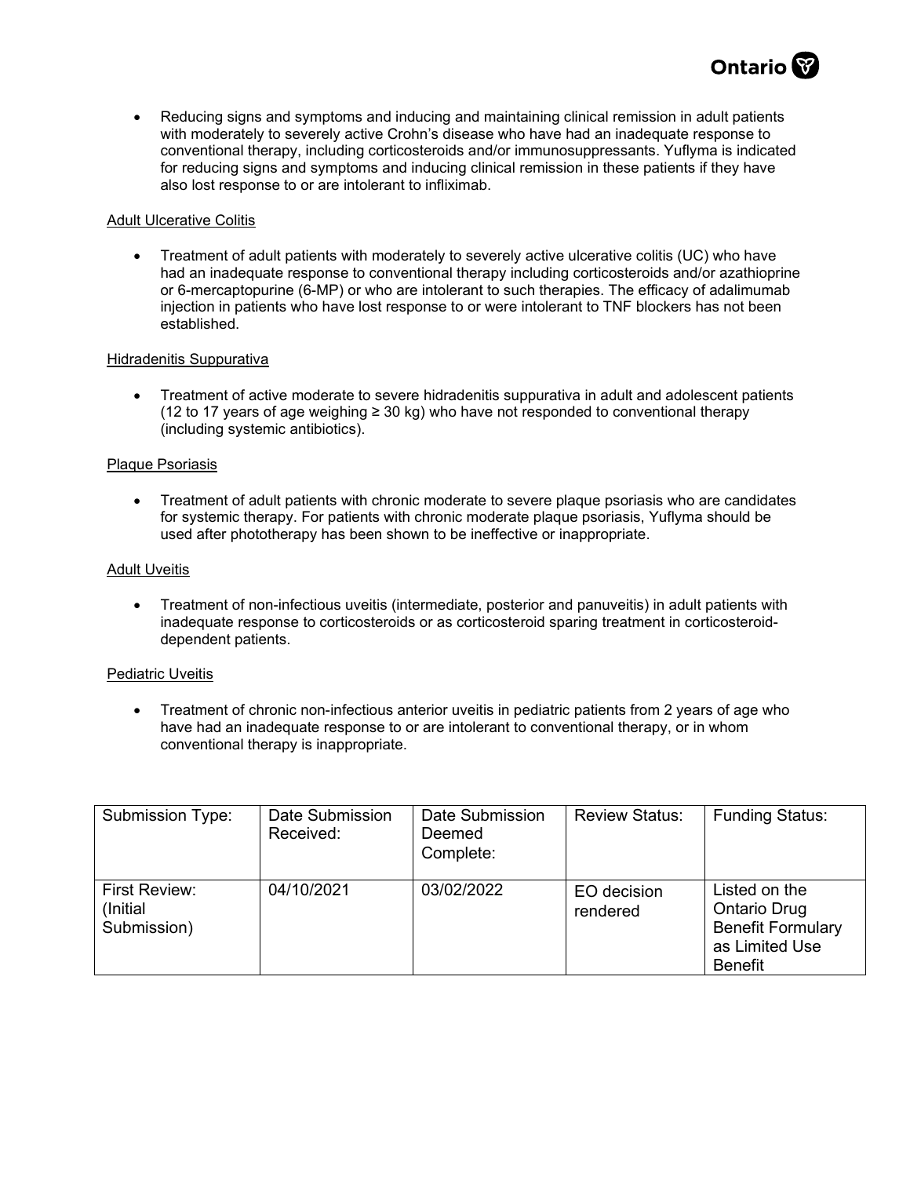- Reducing signs and symptoms and inducing and maintaining clinical remission in adult patients with moderately to severely active Crohn's disease who have had an inadequate response to conventional therapy, including corticosteroids and/or immunosuppressants. Yuflyma is indicated for reducing signs and symptoms and inducing clinical remission in these patients if they have also lost response to or are intolerant to infliximab.

Adult Ulcerative Colitis

- Treatment of adult patients with moderately to severely active ulcerative colitis (UC) who have had an inadequate response to conventional therapy including corticosteroids and/or azathioprine or 6-mercaptopurine (6-MP) or who are intolerant to such therapies. The efficacy of adalimumab injection in patients who have lost response to or were intolerant to TNF blockers has not been established.

Hidradenitis Suppurativa

- Treatment of active moderate to severe hidradenitis suppurativa in adult and adolescent patients (12 to 17 years of age weighing ≥ 30 kg) who have not responded to conventional therapy (including systemic antibiotics).

Plaque Psoriasis

- Treatment of adult patients with chronic moderate to severe plaque psoriasis who are candidates for systemic therapy. For patients with chronic moderate plaque psoriasis, Yuflyma should be used after phototherapy has been shown to be ineffective or inappropriate.

Adult Uveitis

- Treatment of non-infectious uveitis (intermediate, posterior and panuveitis) in adult patients with inadequate response to corticosteroids or as corticosteroid sparing treatment in corticosteroid-dependent patients.

Pediatric Uveitis

- Treatment of chronic non-infectious anterior uveitis in pediatric patients from 2 years of age who have had an inadequate response to or are intolerant to conventional therapy, or in whom conventional therapy is inappropriate.

| Submission Type: | Date Submission Received: | Date Submission Deemed Complete: | Review Status: | Funding Status: |
|---|---|---|---|---|
| First Review: (Initial Submission) | 04/10/2021 | 03/02/2022 | EO decision rendered | Listed on the Ontario Drug Benefit Formulary as Limited Use Benefit |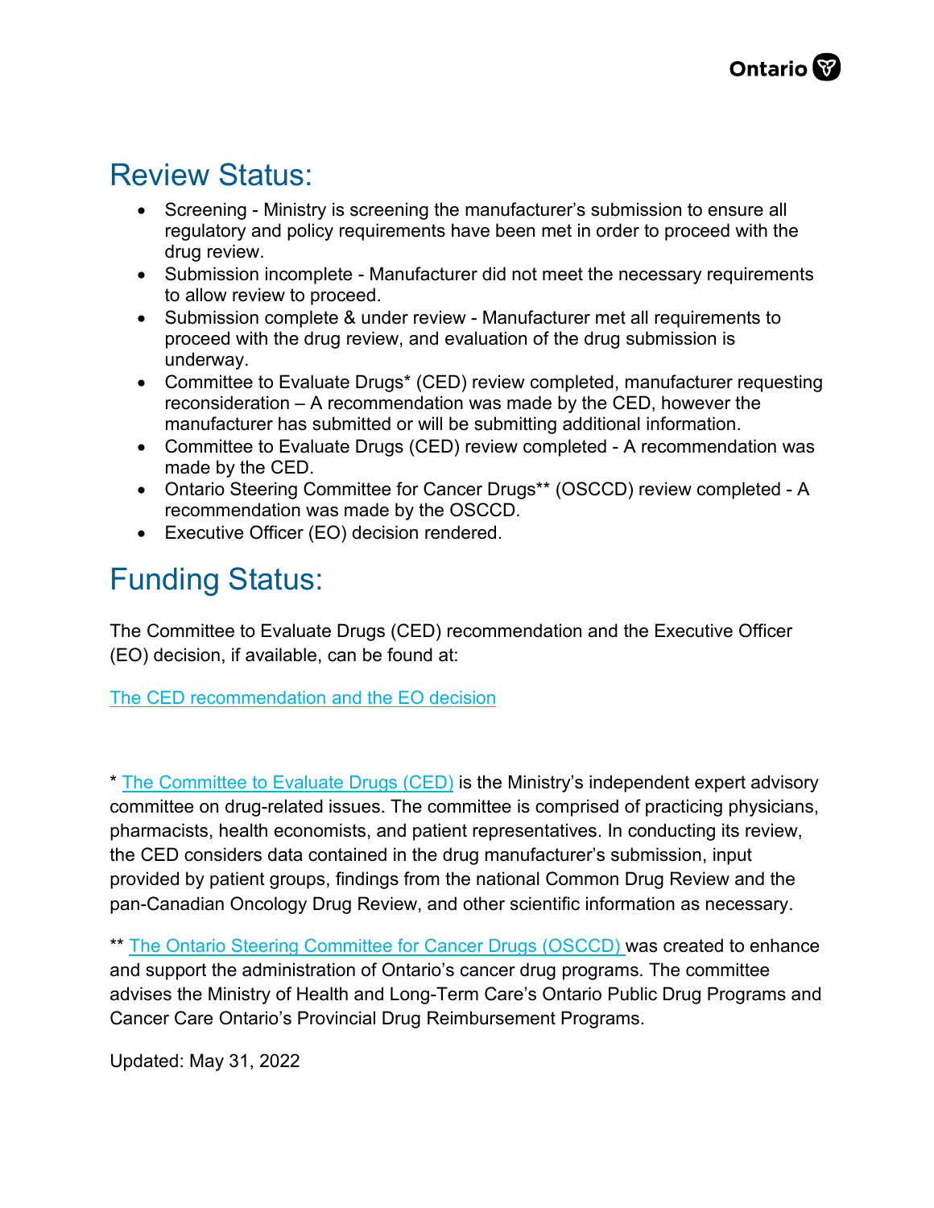## Review Status:

- Screening - Ministry is screening the manufacturer's submission to ensure all regulatory and policy requirements have been met in order to proceed with the drug review.
- Submission incomplete - Manufacturer did not meet the necessary requirements to allow review to proceed.
- Submission complete & under review - Manufacturer met all requirements to proceed with the drug review, and evaluation of the drug submission is underway.
- Committee to Evaluate Drugs* (CED) review completed, manufacturer requesting reconsideration – A recommendation was made by the CED, however the manufacturer has submitted or will be submitting additional information.
- Committee to Evaluate Drugs (CED) review completed - A recommendation was made by the CED.
- Ontario Steering Committee for Cancer Drugs** (OSCCD) review completed - A recommendation was made by the OSCCD.
- Executive Officer (EO) decision rendered.

## Funding Status:

The Committee to Evaluate Drugs (CED) recommendation and the Executive Officer (EO) decision, if available, can be found at:

The CED recommendation and the EO decision

* The Committee to Evaluate Drugs (CED) is the Ministry's independent expert advisory committee on drug-related issues. The committee is comprised of practicing physicians, pharmacists, health economists, and patient representatives. In conducting its review, the CED considers data contained in the drug manufacturer's submission, input provided by patient groups, findings from the national Common Drug Review and the pan-Canadian Oncology Drug Review, and other scientific information as necessary.

** The Ontario Steering Committee for Cancer Drugs (OSCCD) was created to enhance and support the administration of Ontario's cancer drug programs. The committee advises the Ministry of Health and Long-Term Care's Ontario Public Drug Programs and Cancer Care Ontario's Provincial Drug Reimbursement Programs.

Updated: May 31, 2022